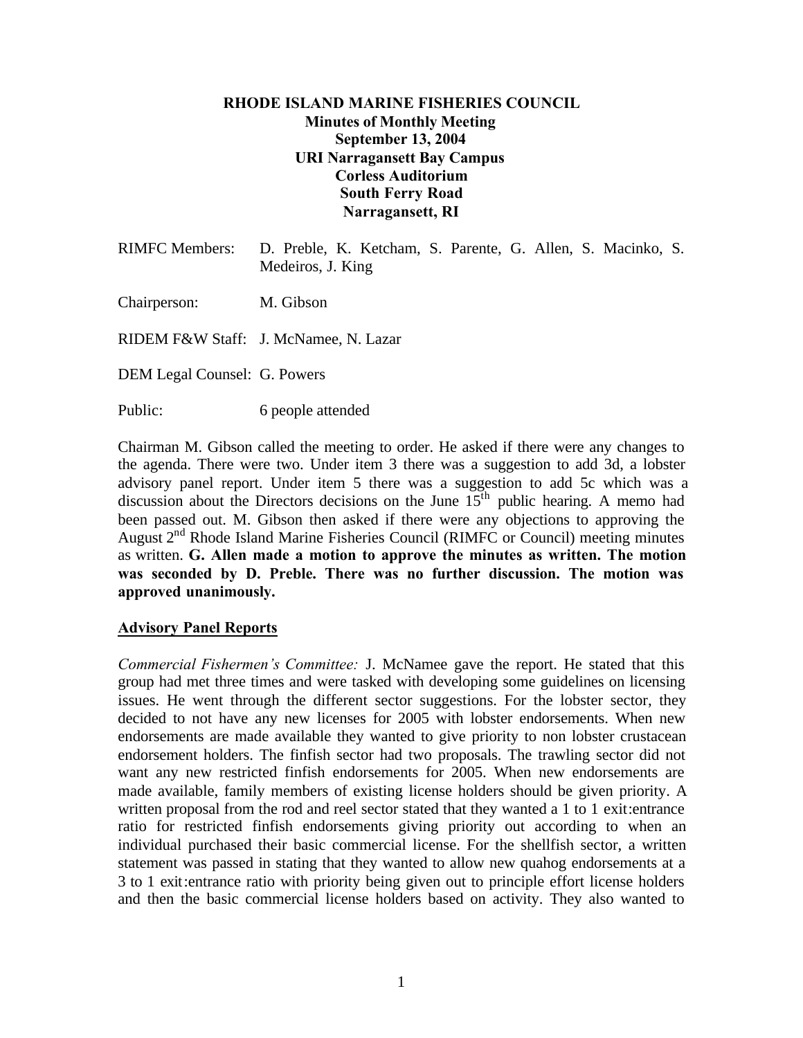**RHODE ISLAND MARINE FISHERIES COUNCIL**
**Minutes of Monthly Meeting**
**September 13, 2004**
**URI Narragansett Bay Campus**
**Corless Auditorium**
**South Ferry Road**
**Narragansett, RI**

RIMFC Members: D. Preble, K. Ketcham, S. Parente, G. Allen, S. Macinko, S. Medeiros, J. King

Chairperson: M. Gibson

RIDEM F&W Staff: J. McNamee, N. Lazar

DEM Legal Counsel: G. Powers

Public: 6 people attended

Chairman M. Gibson called the meeting to order. He asked if there were any changes to the agenda. There were two. Under item 3 there was a suggestion to add 3d, a lobster advisory panel report. Under item 5 there was a suggestion to add 5c which was a discussion about the Directors decisions on the June 15th public hearing. A memo had been passed out. M. Gibson then asked if there were any objections to approving the August 2nd Rhode Island Marine Fisheries Council (RIMFC or Council) meeting minutes as written. **G. Allen made a motion to approve the minutes as written. The motion was seconded by D. Preble. There was no further discussion. The motion was approved unanimously.**

## Advisory Panel Reports

*Commercial Fishermen's Committee:* J. McNamee gave the report. He stated that this group had met three times and were tasked with developing some guidelines on licensing issues. He went through the different sector suggestions. For the lobster sector, they decided to not have any new licenses for 2005 with lobster endorsements. When new endorsements are made available they wanted to give priority to non lobster crustacean endorsement holders. The finfish sector had two proposals. The trawling sector did not want any new restricted finfish endorsements for 2005. When new endorsements are made available, family members of existing license holders should be given priority. A written proposal from the rod and reel sector stated that they wanted a 1 to 1 exit:entrance ratio for restricted finfish endorsements giving priority out according to when an individual purchased their basic commercial license. For the shellfish sector, a written statement was passed in stating that they wanted to allow new quahog endorsements at a 3 to 1 exit:entrance ratio with priority being given out to principle effort license holders and then the basic commercial license holders based on activity. They also wanted to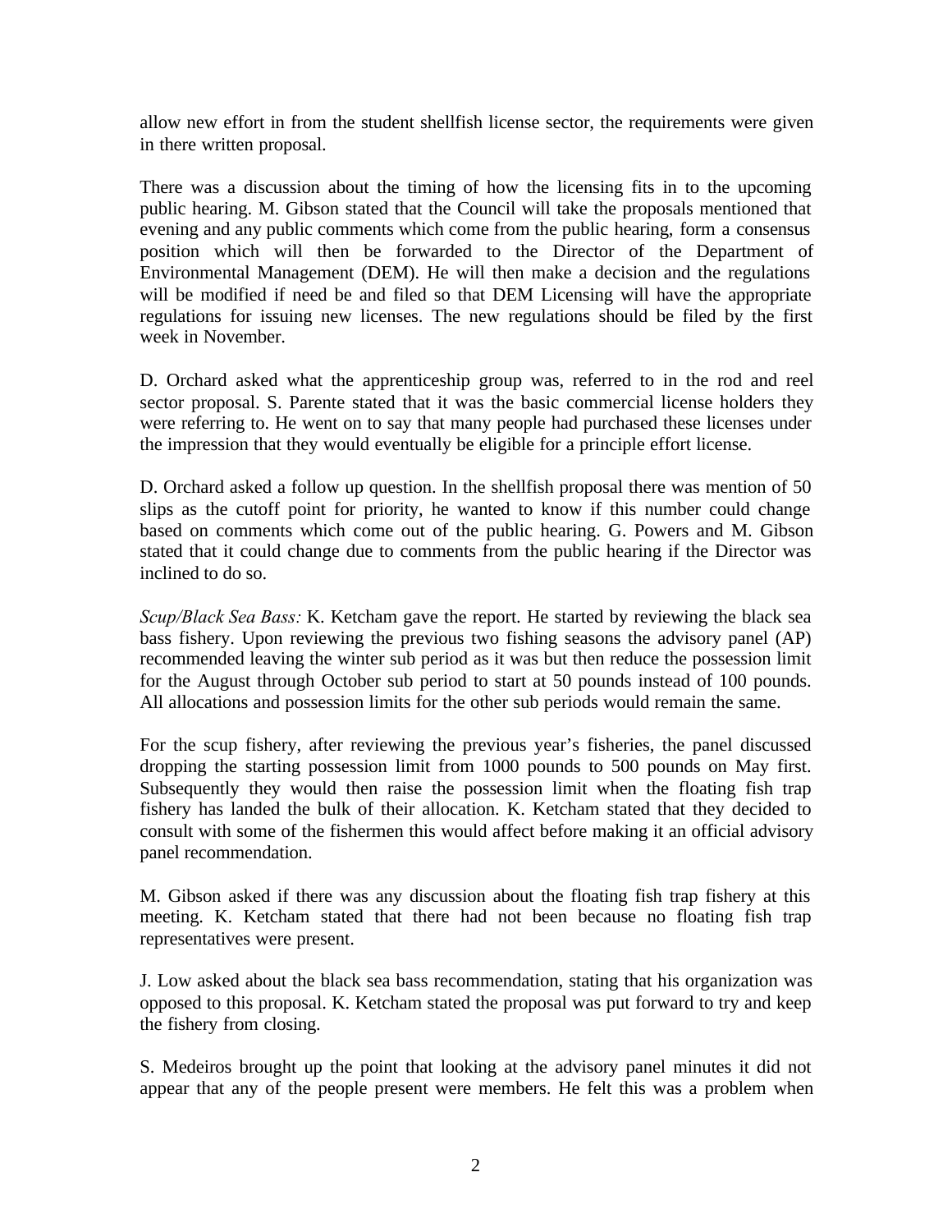allow new effort in from the student shellfish license sector, the requirements were given in there written proposal.

There was a discussion about the timing of how the licensing fits in to the upcoming public hearing. M. Gibson stated that the Council will take the proposals mentioned that evening and any public comments which come from the public hearing, form a consensus position which will then be forwarded to the Director of the Department of Environmental Management (DEM). He will then make a decision and the regulations will be modified if need be and filed so that DEM Licensing will have the appropriate regulations for issuing new licenses. The new regulations should be filed by the first week in November.

D. Orchard asked what the apprenticeship group was, referred to in the rod and reel sector proposal. S. Parente stated that it was the basic commercial license holders they were referring to. He went on to say that many people had purchased these licenses under the impression that they would eventually be eligible for a principle effort license.

D. Orchard asked a follow up question. In the shellfish proposal there was mention of 50 slips as the cutoff point for priority, he wanted to know if this number could change based on comments which come out of the public hearing. G. Powers and M. Gibson stated that it could change due to comments from the public hearing if the Director was inclined to do so.

*Scup/Black Sea Bass:* K. Ketcham gave the report. He started by reviewing the black sea bass fishery. Upon reviewing the previous two fishing seasons the advisory panel (AP) recommended leaving the winter sub period as it was but then reduce the possession limit for the August through October sub period to start at 50 pounds instead of 100 pounds. All allocations and possession limits for the other sub periods would remain the same.

For the scup fishery, after reviewing the previous year's fisheries, the panel discussed dropping the starting possession limit from 1000 pounds to 500 pounds on May first. Subsequently they would then raise the possession limit when the floating fish trap fishery has landed the bulk of their allocation. K. Ketcham stated that they decided to consult with some of the fishermen this would affect before making it an official advisory panel recommendation.

M. Gibson asked if there was any discussion about the floating fish trap fishery at this meeting. K. Ketcham stated that there had not been because no floating fish trap representatives were present.

J. Low asked about the black sea bass recommendation, stating that his organization was opposed to this proposal. K. Ketcham stated the proposal was put forward to try and keep the fishery from closing.

S. Medeiros brought up the point that looking at the advisory panel minutes it did not appear that any of the people present were members. He felt this was a problem when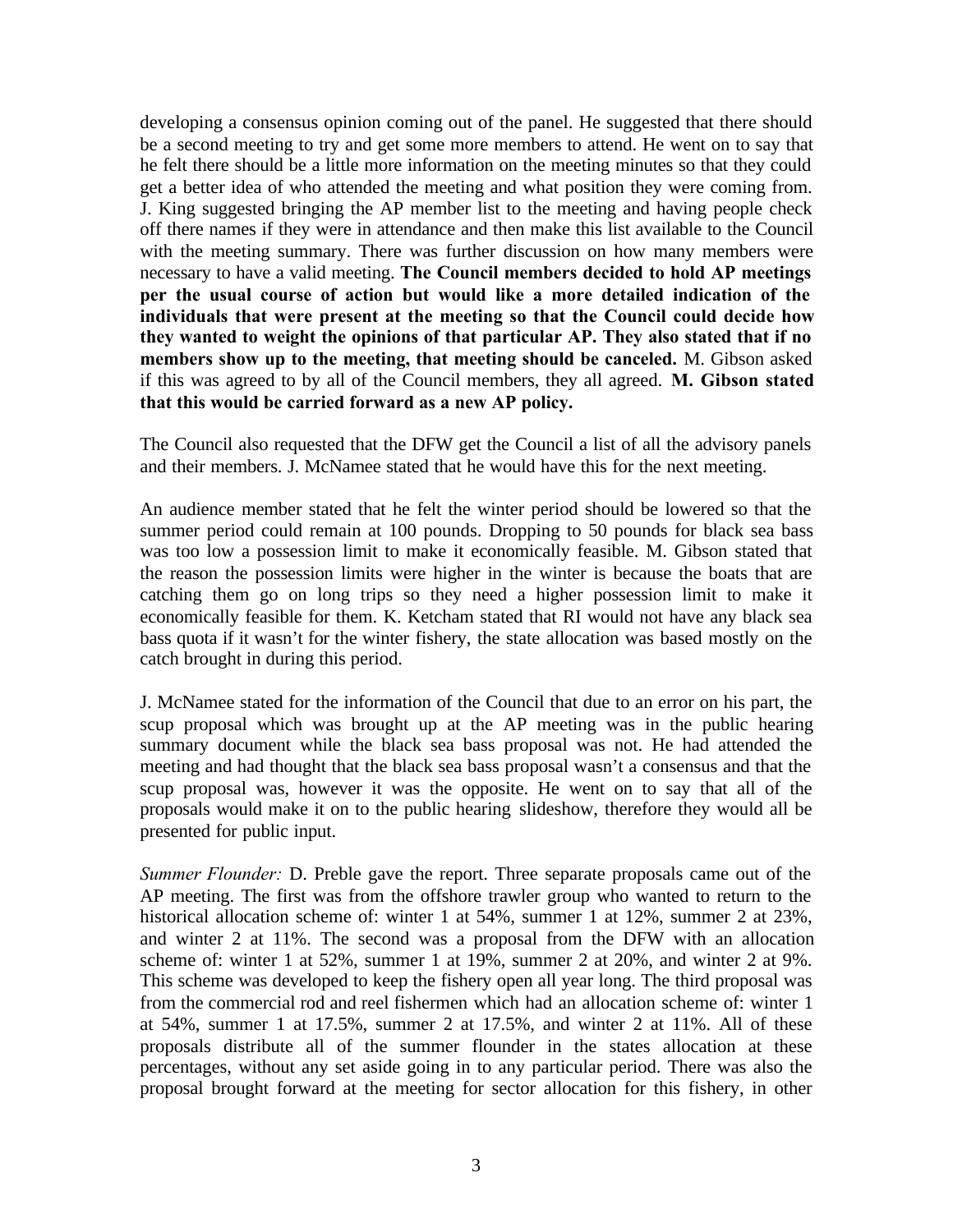developing a consensus opinion coming out of the panel. He suggested that there should be a second meeting to try and get some more members to attend. He went on to say that he felt there should be a little more information on the meeting minutes so that they could get a better idea of who attended the meeting and what position they were coming from. J. King suggested bringing the AP member list to the meeting and having people check off there names if they were in attendance and then make this list available to the Council with the meeting summary. There was further discussion on how many members were necessary to have a valid meeting. **The Council members decided to hold AP meetings per the usual course of action but would like a more detailed indication of the individuals that were present at the meeting so that the Council could decide how they wanted to weight the opinions of that particular AP. They also stated that if no members show up to the meeting, that meeting should be canceled.** M. Gibson asked if this was agreed to by all of the Council members, they all agreed. **M. Gibson stated that this would be carried forward as a new AP policy.**

The Council also requested that the DFW get the Council a list of all the advisory panels and their members. J. McNamee stated that he would have this for the next meeting.

An audience member stated that he felt the winter period should be lowered so that the summer period could remain at 100 pounds. Dropping to 50 pounds for black sea bass was too low a possession limit to make it economically feasible. M. Gibson stated that the reason the possession limits were higher in the winter is because the boats that are catching them go on long trips so they need a higher possession limit to make it economically feasible for them. K. Ketcham stated that RI would not have any black sea bass quota if it wasn't for the winter fishery, the state allocation was based mostly on the catch brought in during this period.

J. McNamee stated for the information of the Council that due to an error on his part, the scup proposal which was brought up at the AP meeting was in the public hearing summary document while the black sea bass proposal was not. He had attended the meeting and had thought that the black sea bass proposal wasn't a consensus and that the scup proposal was, however it was the opposite. He went on to say that all of the proposals would make it on to the public hearing slideshow, therefore they would all be presented for public input.

*Summer Flounder:* D. Preble gave the report. Three separate proposals came out of the AP meeting. The first was from the offshore trawler group who wanted to return to the historical allocation scheme of: winter 1 at 54%, summer 1 at 12%, summer 2 at 23%, and winter 2 at 11%. The second was a proposal from the DFW with an allocation scheme of: winter 1 at 52%, summer 1 at 19%, summer 2 at 20%, and winter 2 at 9%. This scheme was developed to keep the fishery open all year long. The third proposal was from the commercial rod and reel fishermen which had an allocation scheme of: winter 1 at 54%, summer 1 at 17.5%, summer 2 at 17.5%, and winter 2 at 11%. All of these proposals distribute all of the summer flounder in the states allocation at these percentages, without any set aside going in to any particular period. There was also the proposal brought forward at the meeting for sector allocation for this fishery, in other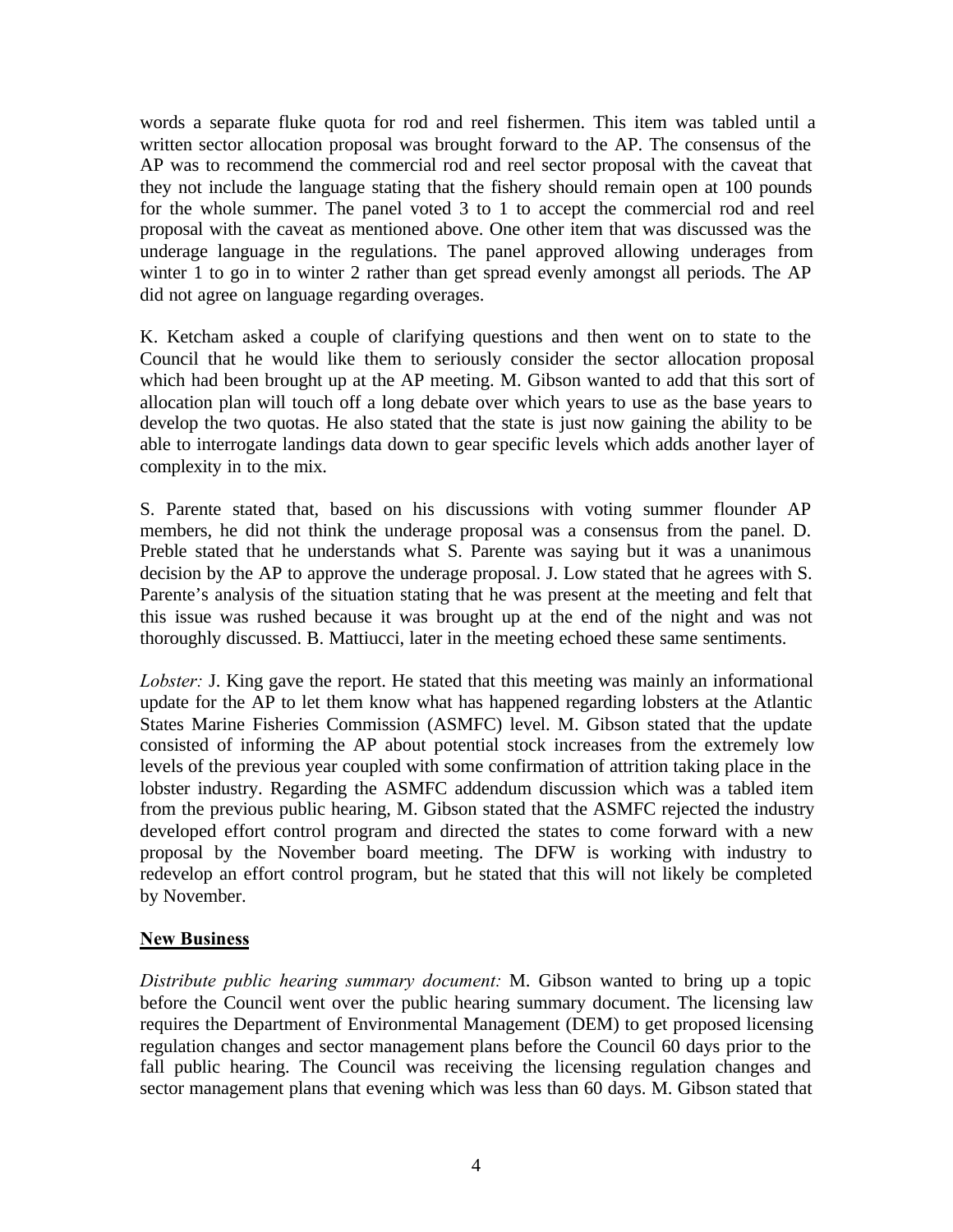words a separate fluke quota for rod and reel fishermen. This item was tabled until a written sector allocation proposal was brought forward to the AP. The consensus of the AP was to recommend the commercial rod and reel sector proposal with the caveat that they not include the language stating that the fishery should remain open at 100 pounds for the whole summer. The panel voted 3 to 1 to accept the commercial rod and reel proposal with the caveat as mentioned above. One other item that was discussed was the underage language in the regulations. The panel approved allowing underages from winter 1 to go in to winter 2 rather than get spread evenly amongst all periods. The AP did not agree on language regarding overages.

K. Ketcham asked a couple of clarifying questions and then went on to state to the Council that he would like them to seriously consider the sector allocation proposal which had been brought up at the AP meeting. M. Gibson wanted to add that this sort of allocation plan will touch off a long debate over which years to use as the base years to develop the two quotas. He also stated that the state is just now gaining the ability to be able to interrogate landings data down to gear specific levels which adds another layer of complexity in to the mix.

S. Parente stated that, based on his discussions with voting summer flounder AP members, he did not think the underage proposal was a consensus from the panel. D. Preble stated that he understands what S. Parente was saying but it was a unanimous decision by the AP to approve the underage proposal. J. Low stated that he agrees with S. Parente's analysis of the situation stating that he was present at the meeting and felt that this issue was rushed because it was brought up at the end of the night and was not thoroughly discussed. B. Mattiucci, later in the meeting echoed these same sentiments.

*Lobster:* J. King gave the report. He stated that this meeting was mainly an informational update for the AP to let them know what has happened regarding lobsters at the Atlantic States Marine Fisheries Commission (ASMFC) level. M. Gibson stated that the update consisted of informing the AP about potential stock increases from the extremely low levels of the previous year coupled with some confirmation of attrition taking place in the lobster industry. Regarding the ASMFC addendum discussion which was a tabled item from the previous public hearing, M. Gibson stated that the ASMFC rejected the industry developed effort control program and directed the states to come forward with a new proposal by the November board meeting. The DFW is working with industry to redevelop an effort control program, but he stated that this will not likely be completed by November.

## New Business

*Distribute public hearing summary document:* M. Gibson wanted to bring up a topic before the Council went over the public hearing summary document. The licensing law requires the Department of Environmental Management (DEM) to get proposed licensing regulation changes and sector management plans before the Council 60 days prior to the fall public hearing. The Council was receiving the licensing regulation changes and sector management plans that evening which was less than 60 days. M. Gibson stated that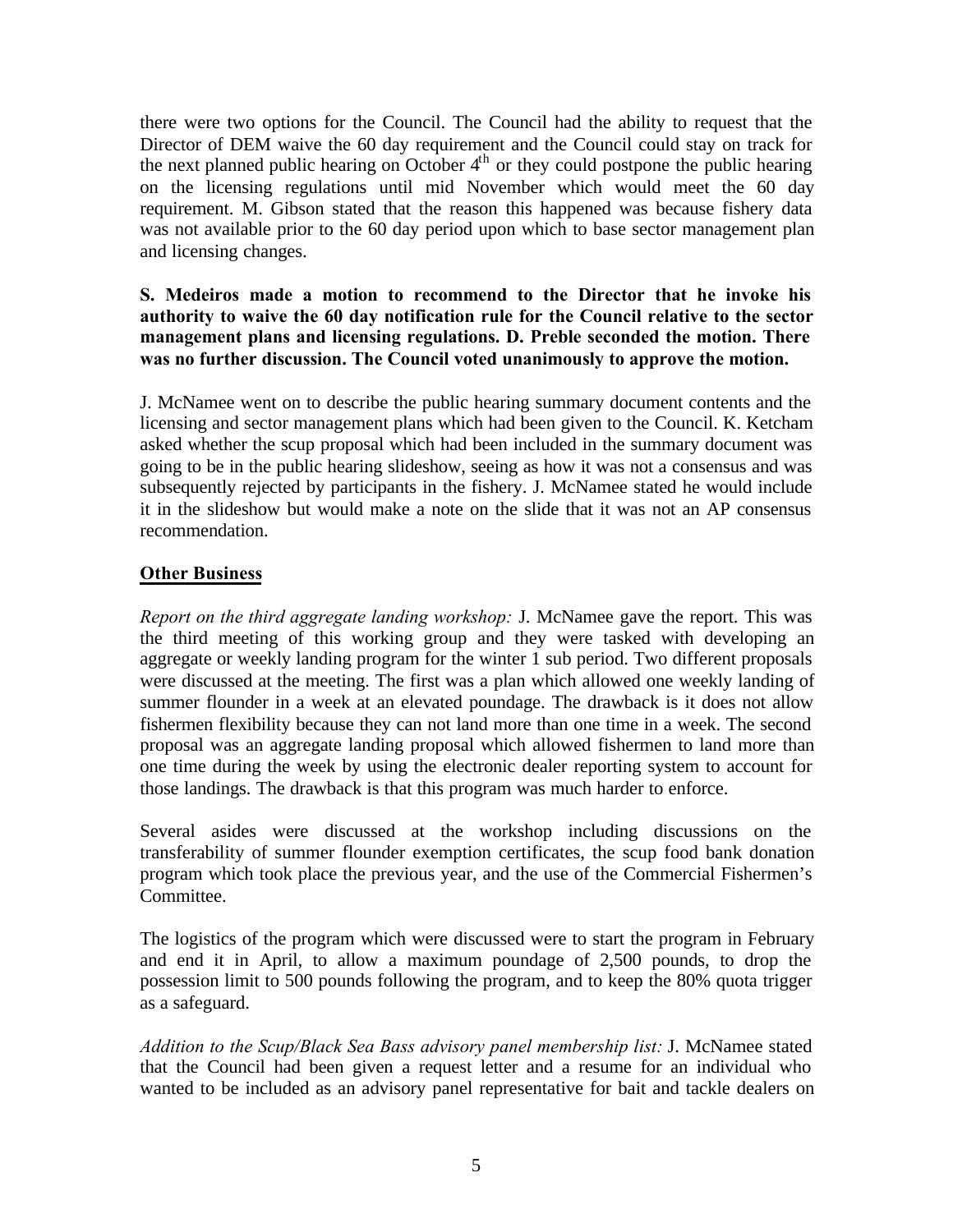there were two options for the Council. The Council had the ability to request that the Director of DEM waive the 60 day requirement and the Council could stay on track for the next planned public hearing on October 4$^{th}$ or they could postpone the public hearing on the licensing regulations until mid November which would meet the 60 day requirement. M. Gibson stated that the reason this happened was because fishery data was not available prior to the 60 day period upon which to base sector management plan and licensing changes.

**S. Medeiros made a motion to recommend to the Director that he invoke his authority to waive the 60 day notification rule for the Council relative to the sector management plans and licensing regulations. D. Preble seconded the motion. There was no further discussion. The Council voted unanimously to approve the motion.**

J. McNamee went on to describe the public hearing summary document contents and the licensing and sector management plans which had been given to the Council. K. Ketcham asked whether the scup proposal which had been included in the summary document was going to be in the public hearing slideshow, seeing as how it was not a consensus and was subsequently rejected by participants in the fishery. J. McNamee stated he would include it in the slideshow but would make a note on the slide that it was not an AP consensus recommendation.

**Other Business**

*Report on the third aggregate landing workshop:* J. McNamee gave the report. This was the third meeting of this working group and they were tasked with developing an aggregate or weekly landing program for the winter 1 sub period. Two different proposals were discussed at the meeting. The first was a plan which allowed one weekly landing of summer flounder in a week at an elevated poundage. The drawback is it does not allow fishermen flexibility because they can not land more than one time in a week. The second proposal was an aggregate landing proposal which allowed fishermen to land more than one time during the week by using the electronic dealer reporting system to account for those landings. The drawback is that this program was much harder to enforce.

Several asides were discussed at the workshop including discussions on the transferability of summer flounder exemption certificates, the scup food bank donation program which took place the previous year, and the use of the Commercial Fishermen's Committee.

The logistics of the program which were discussed were to start the program in February and end it in April, to allow a maximum poundage of 2,500 pounds, to drop the possession limit to 500 pounds following the program, and to keep the 80% quota trigger as a safeguard.

*Addition to the Scup/Black Sea Bass advisory panel membership list:* J. McNamee stated that the Council had been given a request letter and a resume for an individual who wanted to be included as an advisory panel representative for bait and tackle dealers on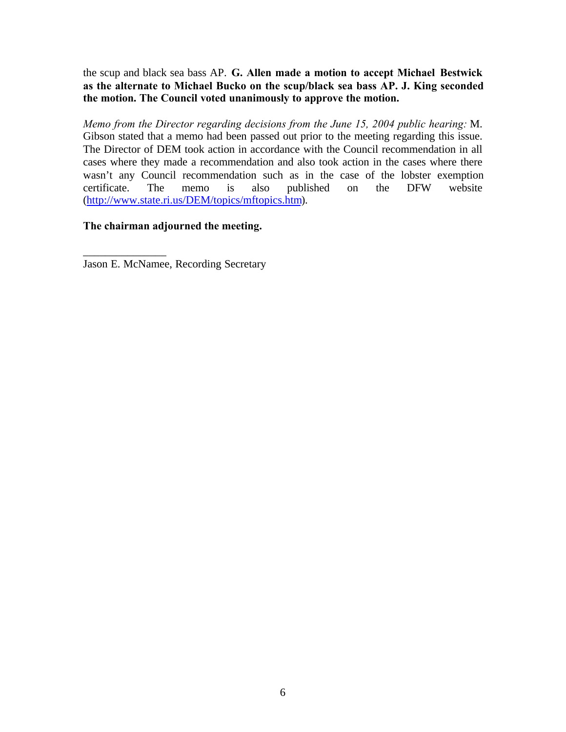the scup and black sea bass AP. **G. Allen made a motion to accept Michael Bestwick as the alternate to Michael Bucko on the scup/black sea bass AP. J. King seconded the motion. The Council voted unanimously to approve the motion.**

*Memo from the Director regarding decisions from the June 15, 2004 public hearing:* M. Gibson stated that a memo had been passed out prior to the meeting regarding this issue. The Director of DEM took action in accordance with the Council recommendation in all cases where they made a recommendation and also took action in the cases where there wasn't any Council recommendation such as in the case of the lobster exemption certificate. The memo is also published on the DFW website (http://www.state.ri.us/DEM/topics/mftopics.htm).

**The chairman adjourned the meeting.**

_______________
Jason E. McNamee, Recording Secretary